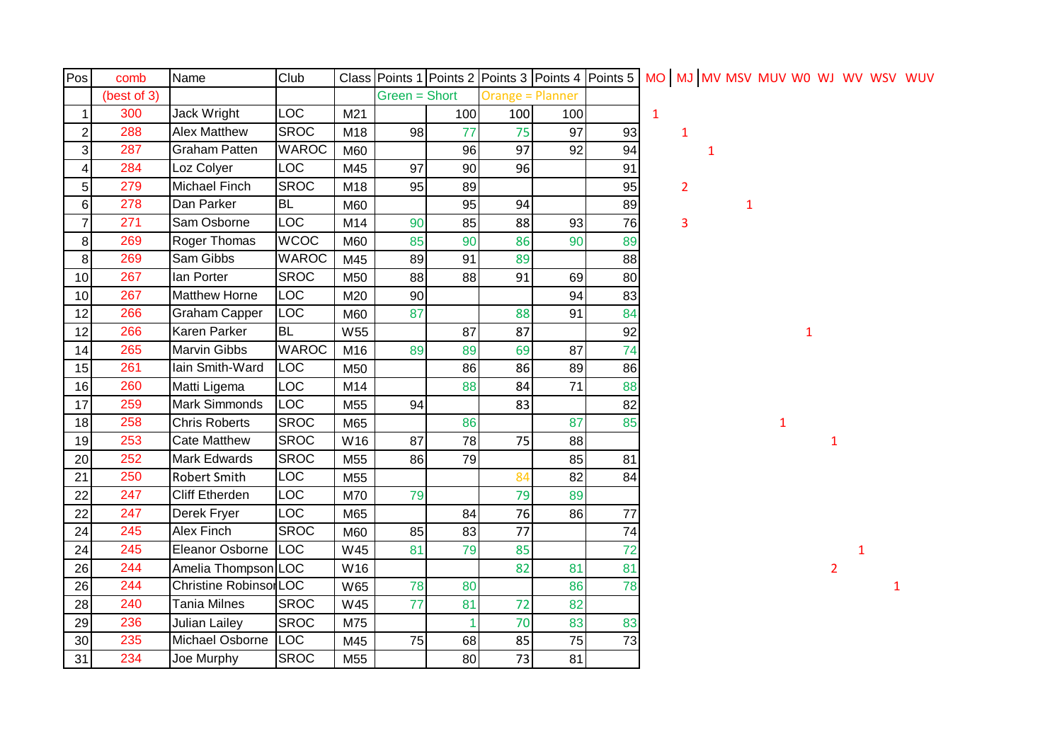| Pos | comb | Name | Club | Class | Points 1 | Points 2 | Points 3 | Points 4 | Points 5 | MO | MJ | MV | MSV | MUV | W0 | WJ | WV | WSV | WUV |
|---|---|---|---|---|---|---|---|---|---|---|---|---|---|---|---|---|---|---|---|
| | (best of 3) | | | | Green = Short | | Orange = Planner | | | | | | | | | | | | |
| 1 | 300 | Jack Wright | LOC | M21 | | 100 | 100 | 100 | | 1 | | | | | | | | | |
| 2 | 288 | Alex Matthew | SROC | M18 | 98 | 77 | 75 | 97 | 93 | | 1 | | | | | | | | |
| 3 | 287 | Graham Patten | WAROC | M60 | | 96 | 97 | 92 | 94 | | | 1 | | | | | | | |
| 4 | 284 | Loz Colyer | LOC | M45 | 97 | 90 | 96 | | 91 | | | | | | | | | | |
| 5 | 279 | Michael Finch | SROC | M18 | 95 | 89 | | | 95 | | 2 | | | | | | | | |
| 6 | 278 | Dan Parker | BL | M60 | | 95 | 94 | | 89 | | | | 1 | | | | | | |
| 7 | 271 | Sam Osborne | LOC | M14 | 90 | 85 | 88 | 93 | 76 | | 3 | | | | | | | | |
| 8 | 269 | Roger Thomas | WCOC | M60 | 85 | 90 | 86 | 90 | 89 | | | | | | | | | | |
| 8 | 269 | Sam Gibbs | WAROC | M45 | 89 | 91 | 89 | | 88 | | | | | | | | | | |
| 10 | 267 | Ian Porter | SROC | M50 | 88 | 88 | 91 | 69 | 80 | | | | | | | | | | |
| 10 | 267 | Matthew Horne | LOC | M20 | 90 | | | 94 | 83 | | | | | | | | | | |
| 12 | 266 | Graham Capper | LOC | M60 | 87 | | 88 | 91 | 84 | | | | | | | | | | |
| 12 | 266 | Karen Parker | BL | W55 | | 87 | 87 | | 92 | | | | | | 1 | | | | |
| 14 | 265 | Marvin Gibbs | WAROC | M16 | 89 | 89 | 69 | 87 | 74 | | | | | | | | | | |
| 15 | 261 | Iain Smith-Ward | LOC | M50 | | 86 | 86 | 89 | 86 | | | | | | | | | | |
| 16 | 260 | Matti Ligema | LOC | M14 | | 88 | 84 | 71 | 88 | | | | | | | | | | |
| 17 | 259 | Mark Simmonds | LOC | M55 | 94 | | 83 | | 82 | | | | | | | | | | |
| 18 | 258 | Chris Roberts | SROC | M65 | | 86 | | 87 | 85 | | | | | 1 | | | | | |
| 19 | 253 | Cate Matthew | SROC | W16 | 87 | 78 | 75 | 88 | | | | | | | | 1 | | | |
| 20 | 252 | Mark Edwards | SROC | M55 | 86 | 79 | | 85 | 81 | | | | | | | | | | |
| 21 | 250 | Robert Smith | LOC | M55 | | | 84 | 82 | 84 | | | | | | | | | | |
| 22 | 247 | Cliff Etherden | LOC | M70 | 79 | | 79 | 89 | | | | | | | | | | | |
| 22 | 247 | Derek Fryer | LOC | M65 | | 84 | 76 | 86 | 77 | | | | | | | | | | |
| 24 | 245 | Alex Finch | SROC | M60 | 85 | 83 | 77 | | 74 | | | | | | | | | | |
| 24 | 245 | Eleanor Osborne | LOC | W45 | 81 | 79 | 85 | | 72 | | | | | | | | 1 | | |
| 26 | 244 | Amelia Thompson | LOC | W16 | | | 82 | 81 | 81 | | | | | | | 2 | | | |
| 26 | 244 | Christine Robinson | LOC | W65 | 78 | 80 | | 86 | 78 | | | | | | | | | 1 | |
| 28 | 240 | Tania Milnes | SROC | W45 | 77 | 81 | 72 | 82 | | | | | | | | | | | |
| 29 | 236 | Julian Lailey | SROC | M75 | | 1 | 70 | 83 | 83 | | | | | | | | | | |
| 30 | 235 | Michael Osborne | LOC | M45 | 75 | 68 | 85 | 75 | 73 | | | | | | | | | | |
| 31 | 234 | Joe Murphy | SROC | M55 | | 80 | 73 | 81 | | | | | | | | | | | |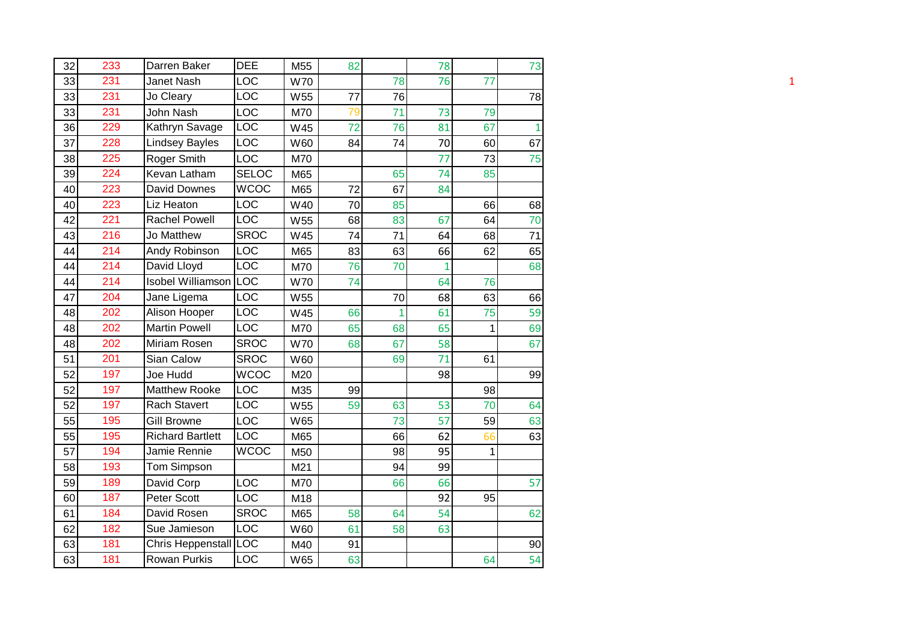| | | | | | | | | | |
|---|---|---|---|---|---|---|---|---|---|
| 32 | 233 | Darren Baker | DEE | M55 | 82 | | 78 | | 73 |
| 33 | 231 | Janet Nash | LOC | W70 | | 78 | 76 | 77 | |
| 33 | 231 | Jo Cleary | LOC | W55 | 77 | 76 | | | 78 |
| 33 | 231 | John Nash | LOC | M70 | 79 | 71 | 73 | 79 | |
| 36 | 229 | Kathryn Savage | LOC | W45 | 72 | 76 | 81 | 67 | 1 |
| 37 | 228 | Lindsey Bayles | LOC | W60 | 84 | 74 | 70 | 60 | 67 |
| 38 | 225 | Roger Smith | LOC | M70 | | | 77 | 73 | 75 |
| 39 | 224 | Kevan Latham | SELOC | M65 | | 65 | 74 | 85 | |
| 40 | 223 | David Downes | WCOC | M65 | 72 | 67 | 84 | | |
| 40 | 223 | Liz Heaton | LOC | W40 | 70 | 85 | | 66 | 68 |
| 42 | 221 | Rachel Powell | LOC | W55 | 68 | 83 | 67 | 64 | 70 |
| 43 | 216 | Jo Matthew | SROC | W45 | 74 | 71 | 64 | 68 | 71 |
| 44 | 214 | Andy Robinson | LOC | M65 | 83 | 63 | 66 | 62 | 65 |
| 44 | 214 | David Lloyd | LOC | M70 | 76 | 70 | 1 | | 68 |
| 44 | 214 | Isobel Williamson | LOC | W70 | 74 | | 64 | 76 | |
| 47 | 204 | Jane Ligema | LOC | W55 | | 70 | 68 | 63 | 66 |
| 48 | 202 | Alison Hooper | LOC | W45 | 66 | 1 | 61 | 75 | 59 |
| 48 | 202 | Martin Powell | LOC | M70 | 65 | 68 | 65 | 1 | 69 |
| 48 | 202 | Miriam Rosen | SROC | W70 | 68 | 67 | 58 | | 67 |
| 51 | 201 | Sian Calow | SROC | W60 | | 69 | 71 | 61 | |
| 52 | 197 | Joe Hudd | WCOC | M20 | | | 98 | | 99 |
| 52 | 197 | Matthew Rooke | LOC | M35 | 99 | | | 98 | |
| 52 | 197 | Rach Stavert | LOC | W55 | 59 | 63 | 53 | 70 | 64 |
| 55 | 195 | Gill Browne | LOC | W65 | | 73 | 57 | 59 | 63 |
| 55 | 195 | Richard Bartlett | LOC | M65 | | 66 | 62 | 66 | 63 |
| 57 | 194 | Jamie Rennie | WCOC | M50 | | 98 | 95 | 1 | |
| 58 | 193 | Tom Simpson | | M21 | | 94 | 99 | | |
| 59 | 189 | David Corp | LOC | M70 | | 66 | 66 | | 57 |
| 60 | 187 | Peter Scott | LOC | M18 | | | 92 | 95 | |
| 61 | 184 | David Rosen | SROC | M65 | 58 | 64 | 54 | | 62 |
| 62 | 182 | Sue Jamieson | LOC | W60 | 61 | 58 | 63 | | |
| 63 | 181 | Chris Heppenstall | LOC | M40 | 91 | | | | 90 |
| 63 | 181 | Rowan Purkis | LOC | W65 | 63 | | | 64 | 54 |

1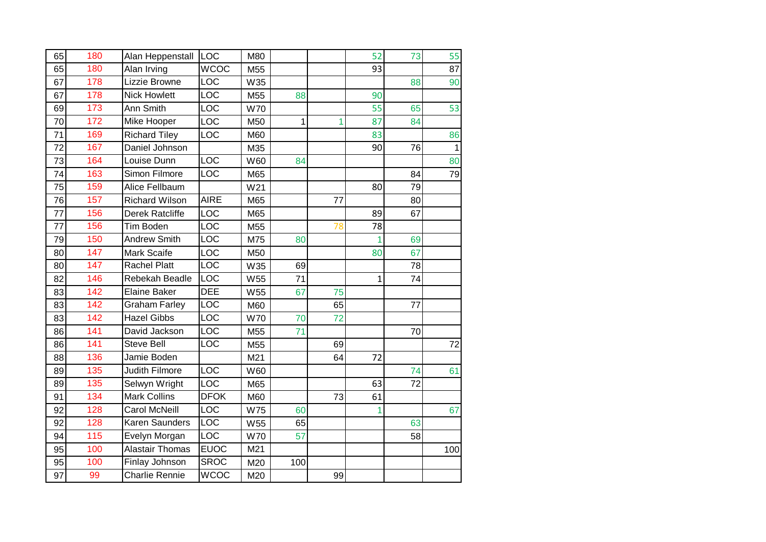| | | | | | | | | | |
|---|---|---|---|---|---|---|---|---|---|
| 65 | 180 | Alan Heppenstall | LOC | M80 | | | 52 | 73 | 55 |
| 65 | 180 | Alan Irving | WCOC | M55 | | | 93 | | 87 |
| 67 | 178 | Lizzie Browne | LOC | W35 | | | | 88 | 90 |
| 67 | 178 | Nick Howlett | LOC | M55 | 88 | | 90 | | |
| 69 | 173 | Ann Smith | LOC | W70 | | | 55 | 65 | 53 |
| 70 | 172 | Mike Hooper | LOC | M50 | 1 | 1 | 87 | 84 | |
| 71 | 169 | Richard Tiley | LOC | M60 | | | 83 | | 86 |
| 72 | 167 | Daniel Johnson | | M35 | | | 90 | 76 | 1 |
| 73 | 164 | Louise Dunn | LOC | W60 | 84 | | | | 80 |
| 74 | 163 | Simon Filmore | LOC | M65 | | | | 84 | 79 |
| 75 | 159 | Alice Fellbaum | | W21 | | | 80 | 79 | |
| 76 | 157 | Richard Wilson | AIRE | M65 | | 77 | | 80 | |
| 77 | 156 | Derek Ratcliffe | LOC | M65 | | | 89 | 67 | |
| 77 | 156 | Tim Boden | LOC | M55 | | 78 | 78 | | |
| 79 | 150 | Andrew Smith | LOC | M75 | 80 | | 1 | 69 | |
| 80 | 147 | Mark Scaife | LOC | M50 | | | 80 | 67 | |
| 80 | 147 | Rachel Platt | LOC | W35 | 69 | | | 78 | |
| 82 | 146 | Rebekah Beadle | LOC | W55 | 71 | | 1 | 74 | |
| 83 | 142 | Elaine Baker | DEE | W55 | 67 | 75 | | | |
| 83 | 142 | Graham Farley | LOC | M60 | | 65 | | 77 | |
| 83 | 142 | Hazel Gibbs | LOC | W70 | 70 | 72 | | | |
| 86 | 141 | David Jackson | LOC | M55 | 71 | | | 70 | |
| 86 | 141 | Steve Bell | LOC | M55 | | 69 | | | 72 |
| 88 | 136 | Jamie Boden | | M21 | | 64 | 72 | | |
| 89 | 135 | Judith Filmore | LOC | W60 | | | | 74 | 61 |
| 89 | 135 | Selwyn Wright | LOC | M65 | | | 63 | 72 | |
| 91 | 134 | Mark Collins | DFOK | M60 | | 73 | 61 | | |
| 92 | 128 | Carol McNeill | LOC | W75 | 60 | | 1 | | 67 |
| 92 | 128 | Karen Saunders | LOC | W55 | 65 | | | 63 | |
| 94 | 115 | Evelyn Morgan | LOC | W70 | 57 | | | 58 | |
| 95 | 100 | Alastair Thomas | EUOC | M21 | | | | | 100 |
| 95 | 100 | Finlay Johnson | SROC | M20 | 100 | | | | |
| 97 | 99 | Charlie Rennie | WCOC | M20 | | 99 | | | |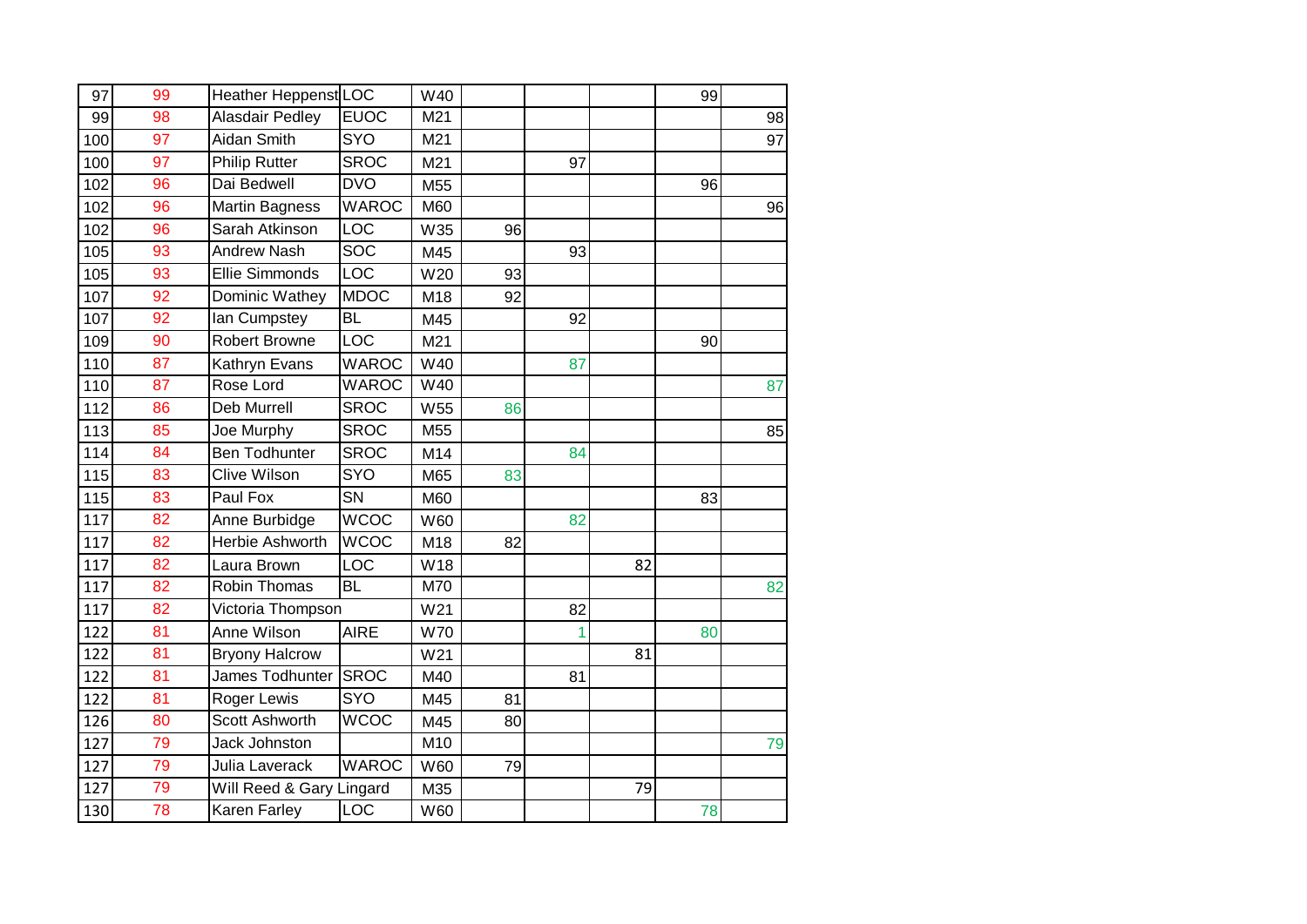| | | | | | | | | | |
|---|---|---|---|---|---|---|---|---|---|
| 97 | 99 | Heather Heppenst | LOC | W40 | | | | 99 | |
| 99 | 98 | Alasdair Pedley | EUOC | M21 | | | | | 98 |
| 100 | 97 | Aidan Smith | SYO | M21 | | | | | 97 |
| 100 | 97 | Philip Rutter | SROC | M21 | | 97 | | | |
| 102 | 96 | Dai Bedwell | DVO | M55 | | | | 96 | |
| 102 | 96 | Martin Bagness | WAROC | M60 | | | | | 96 |
| 102 | 96 | Sarah Atkinson | LOC | W35 | 96 | | | | |
| 105 | 93 | Andrew Nash | SOC | M45 | | 93 | | | |
| 105 | 93 | Ellie Simmonds | LOC | W20 | 93 | | | | |
| 107 | 92 | Dominic Wathey | MDOC | M18 | 92 | | | | |
| 107 | 92 | Ian Cumpstey | BL | M45 | | 92 | | | |
| 109 | 90 | Robert Browne | LOC | M21 | | | | 90 | |
| 110 | 87 | Kathryn Evans | WAROC | W40 | | 87 | | | |
| 110 | 87 | Rose Lord | WAROC | W40 | | | | | 87 |
| 112 | 86 | Deb Murrell | SROC | W55 | 86 | | | | |
| 113 | 85 | Joe Murphy | SROC | M55 | | | | | 85 |
| 114 | 84 | Ben Todhunter | SROC | M14 | | 84 | | | |
| 115 | 83 | Clive Wilson | SYO | M65 | 83 | | | | |
| 115 | 83 | Paul Fox | SN | M60 | | | | 83 | |
| 117 | 82 | Anne Burbidge | WCOC | W60 | | 82 | | | |
| 117 | 82 | Herbie Ashworth | WCOC | M18 | 82 | | | | |
| 117 | 82 | Laura Brown | LOC | W18 | | | 82 | | |
| 117 | 82 | Robin Thomas | BL | M70 | | | | | 82 |
| 117 | 82 | Victoria Thompson | | W21 | | 82 | | | |
| 122 | 81 | Anne Wilson | AIRE | W70 | | 1 | | 80 | |
| 122 | 81 | Bryony Halcrow | | W21 | | | 81 | | |
| 122 | 81 | James Todhunter | SROC | M40 | | 81 | | | |
| 122 | 81 | Roger Lewis | SYO | M45 | 81 | | | | |
| 126 | 80 | Scott Ashworth | WCOC | M45 | 80 | | | | |
| 127 | 79 | Jack Johnston | | M10 | | | | | 79 |
| 127 | 79 | Julia Laverack | WAROC | W60 | 79 | | | | |
| 127 | 79 | Will Reed & Gary Lingard | | M35 | | | 79 | | |
| 130 | 78 | Karen Farley | LOC | W60 | | | | 78 | |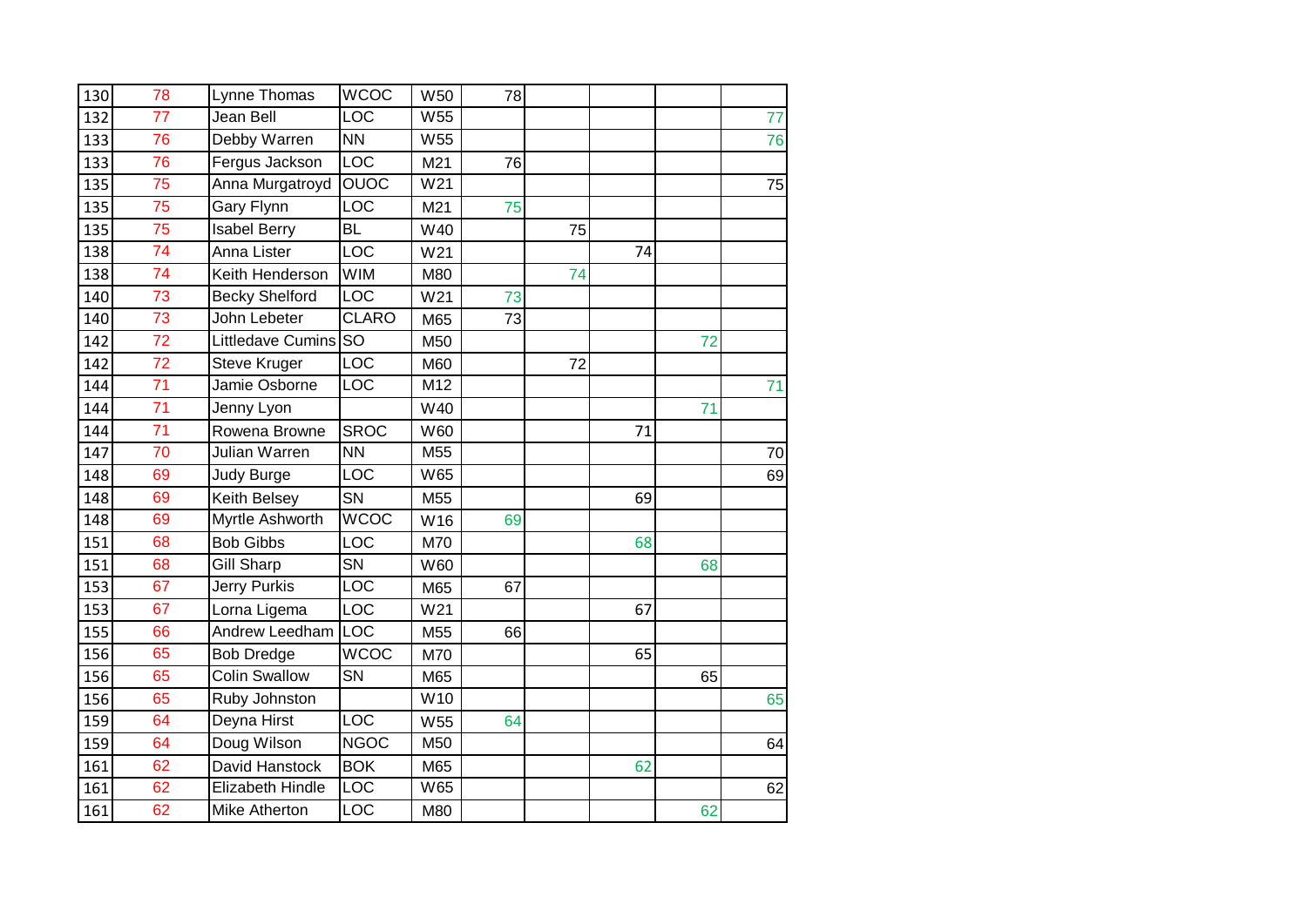| | | | | | | | | | |
|---|---|---|---|---|---|---|---|---|---|
| 130 | 78 | Lynne Thomas | WCOC | W50 | 78 | | | | |
| 132 | 77 | Jean Bell | LOC | W55 | | | | | 77 |
| 133 | 76 | Debby Warren | NN | W55 | | | | | 76 |
| 133 | 76 | Fergus Jackson | LOC | M21 | 76 | | | | |
| 135 | 75 | Anna Murgatroyd | OUOC | W21 | | | | | 75 |
| 135 | 75 | Gary Flynn | LOC | M21 | 75 | | | | |
| 135 | 75 | Isabel Berry | BL | W40 | | 75 | | | |
| 138 | 74 | Anna Lister | LOC | W21 | | | 74 | | |
| 138 | 74 | Keith Henderson | WIM | M80 | | 74 | | | |
| 140 | 73 | Becky Shelford | LOC | W21 | 73 | | | | |
| 140 | 73 | John Lebeter | CLARO | M65 | 73 | | | | |
| 142 | 72 | Littledave Cumins | SO | M50 | | | | 72 | |
| 142 | 72 | Steve Kruger | LOC | M60 | | 72 | | | |
| 144 | 71 | Jamie Osborne | LOC | M12 | | | | | 71 |
| 144 | 71 | Jenny Lyon | | W40 | | | | 71 | |
| 144 | 71 | Rowena Browne | SROC | W60 | | | 71 | | |
| 147 | 70 | Julian Warren | NN | M55 | | | | | 70 |
| 148 | 69 | Judy Burge | LOC | W65 | | | | | 69 |
| 148 | 69 | Keith Belsey | SN | M55 | | | 69 | | |
| 148 | 69 | Myrtle Ashworth | WCOC | W16 | 69 | | | | |
| 151 | 68 | Bob Gibbs | LOC | M70 | | | 68 | | |
| 151 | 68 | Gill Sharp | SN | W60 | | | | 68 | |
| 153 | 67 | Jerry Purkis | LOC | M65 | 67 | | | | |
| 153 | 67 | Lorna Ligema | LOC | W21 | | | 67 | | |
| 155 | 66 | Andrew Leedham | LOC | M55 | 66 | | | | |
| 156 | 65 | Bob Dredge | WCOC | M70 | | | 65 | | |
| 156 | 65 | Colin Swallow | SN | M65 | | | | 65 | |
| 156 | 65 | Ruby Johnston | | W10 | | | | | 65 |
| 159 | 64 | Deyna Hirst | LOC | W55 | 64 | | | | |
| 159 | 64 | Doug Wilson | NGOC | M50 | | | | | 64 |
| 161 | 62 | David Hanstock | BOK | M65 | | | 62 | | |
| 161 | 62 | Elizabeth Hindle | LOC | W65 | | | | | 62 |
| 161 | 62 | Mike Atherton | LOC | M80 | | | | 62 | |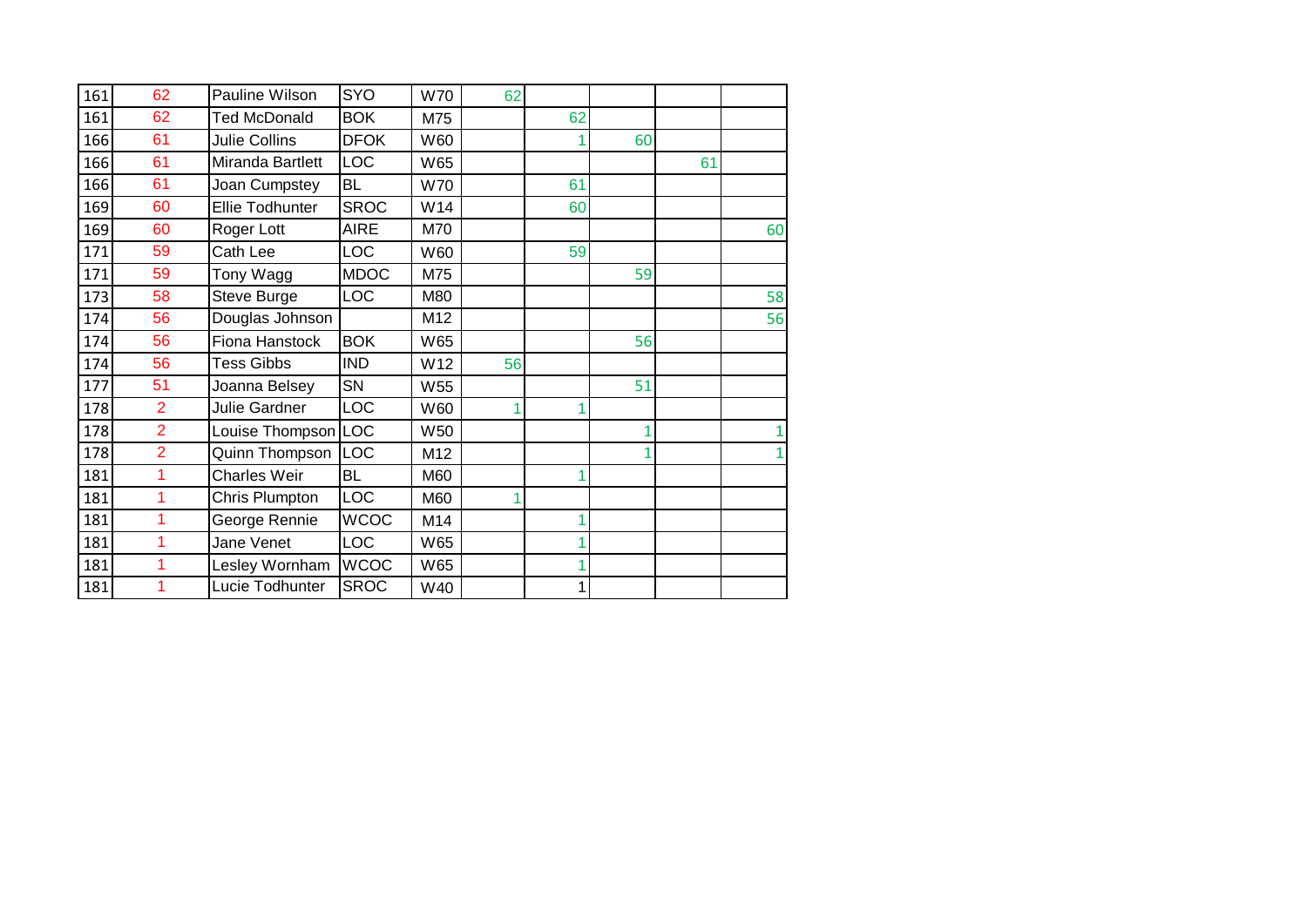| | | | | | | | | | |
|---|---|---|---|---|---|---|---|---|---|
| 161 | 62 | Pauline Wilson | SYO | W70 | 62 | | | | |
| 161 | 62 | Ted McDonald | BOK | M75 | | 62 | | | |
| 166 | 61 | Julie Collins | DFOK | W60 | | 1 | 60 | | |
| 166 | 61 | Miranda Bartlett | LOC | W65 | | | | 61 | |
| 166 | 61 | Joan Cumpstey | BL | W70 | | 61 | | | |
| 169 | 60 | Ellie Todhunter | SROC | W14 | | 60 | | | |
| 169 | 60 | Roger Lott | AIRE | M70 | | | | | 60 |
| 171 | 59 | Cath Lee | LOC | W60 | | 59 | | | |
| 171 | 59 | Tony Wagg | MDOC | M75 | | | 59 | | |
| 173 | 58 | Steve Burge | LOC | M80 | | | | | 58 |
| 174 | 56 | Douglas Johnson | | M12 | | | | | 56 |
| 174 | 56 | Fiona Hanstock | BOK | W65 | | | 56 | | |
| 174 | 56 | Tess Gibbs | IND | W12 | 56 | | | | |
| 177 | 51 | Joanna Belsey | SN | W55 | | | 51 | | |
| 178 | 2 | Julie Gardner | LOC | W60 | 1 | 1 | | | |
| 178 | 2 | Louise Thompson | LOC | W50 | | | 1 | | 1 |
| 178 | 2 | Quinn Thompson | LOC | M12 | | | 1 | | 1 |
| 181 | 1 | Charles Weir | BL | M60 | | 1 | | | |
| 181 | 1 | Chris Plumpton | LOC | M60 | 1 | | | | |
| 181 | 1 | George Rennie | WCOC | M14 | | 1 | | | |
| 181 | 1 | Jane Venet | LOC | W65 | | 1 | | | |
| 181 | 1 | Lesley Wornham | WCOC | W65 | | 1 | | | |
| 181 | 1 | Lucie Todhunter | SROC | W40 | | 1 | | | |